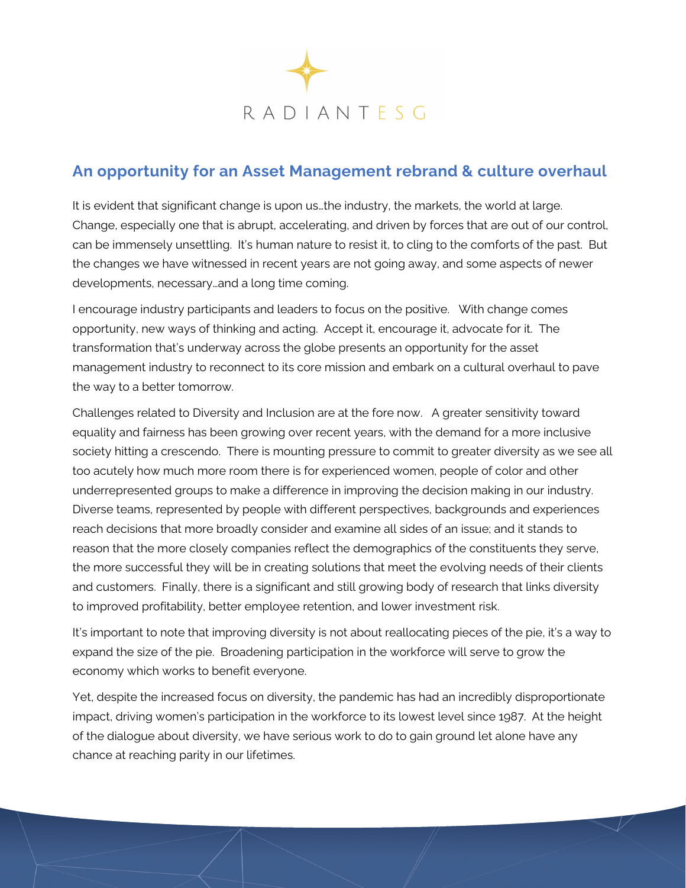RADIANT ESG

## An opportunity for an Asset Management rebrand & culture overhaul

It is evident that significant change is upon us…the industry, the markets, the world at large. Change, especially one that is abrupt, accelerating, and driven by forces that are out of our control, can be immensely unsettling. It's human nature to resist it, to cling to the comforts of the past. But the changes we have witnessed in recent years are not going away, and some aspects of newer developments, necessary…and a long time coming.

I encourage industry participants and leaders to focus on the positive. With change comes opportunity, new ways of thinking and acting. Accept it, encourage it, advocate for it. The transformation that's underway across the globe presents an opportunity for the asset management industry to reconnect to its core mission and embark on a cultural overhaul to pave the way to a better tomorrow.

Challenges related to Diversity and Inclusion are at the fore now. A greater sensitivity toward equality and fairness has been growing over recent years, with the demand for a more inclusive society hitting a crescendo. There is mounting pressure to commit to greater diversity as we see all too acutely how much more room there is for experienced women, people of color and other underrepresented groups to make a difference in improving the decision making in our industry. Diverse teams, represented by people with different perspectives, backgrounds and experiences reach decisions that more broadly consider and examine all sides of an issue; and it stands to reason that the more closely companies reflect the demographics of the constituents they serve, the more successful they will be in creating solutions that meet the evolving needs of their clients and customers. Finally, there is a significant and still growing body of research that links diversity to improved profitability, better employee retention, and lower investment risk.

It's important to note that improving diversity is not about reallocating pieces of the pie, it's a way to expand the size of the pie. Broadening participation in the workforce will serve to grow the economy which works to benefit everyone.

Yet, despite the increased focus on diversity, the pandemic has had an incredibly disproportionate impact, driving women's participation in the workforce to its lowest level since 1987. At the height of the dialogue about diversity, we have serious work to do to gain ground let alone have any chance at reaching parity in our lifetimes.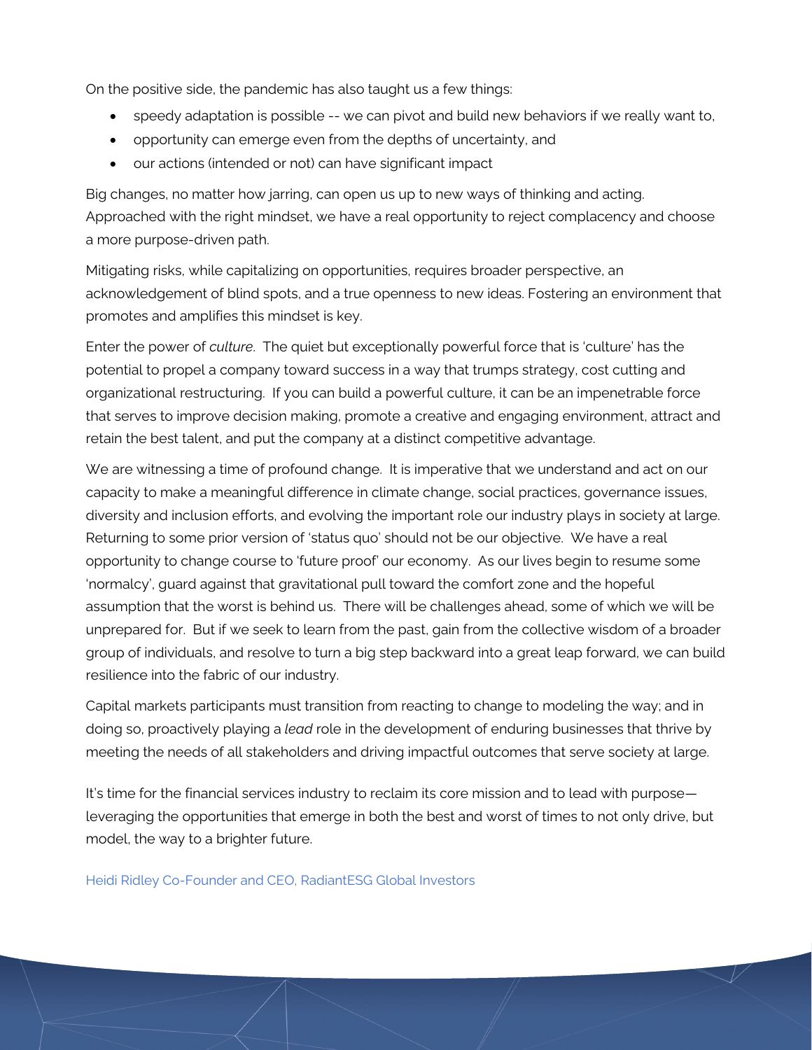On the positive side, the pandemic has also taught us a few things:

- speedy adaptation is possible -- we can pivot and build new behaviors if we really want to,
- opportunity can emerge even from the depths of uncertainty, and
- our actions (intended or not) can have significant impact

Big changes, no matter how jarring, can open us up to new ways of thinking and acting. Approached with the right mindset, we have a real opportunity to reject complacency and choose a more purpose-driven path.

Mitigating risks, while capitalizing on opportunities, requires broader perspective, an acknowledgement of blind spots, and a true openness to new ideas. Fostering an environment that promotes and amplifies this mindset is key.

Enter the power of *culture*. The quiet but exceptionally powerful force that is 'culture' has the potential to propel a company toward success in a way that trumps strategy, cost cutting and organizational restructuring. If you can build a powerful culture, it can be an impenetrable force that serves to improve decision making, promote a creative and engaging environment, attract and retain the best talent, and put the company at a distinct competitive advantage.

We are witnessing a time of profound change. It is imperative that we understand and act on our capacity to make a meaningful difference in climate change, social practices, governance issues, diversity and inclusion efforts, and evolving the important role our industry plays in society at large. Returning to some prior version of 'status quo' should not be our objective. We have a real opportunity to change course to 'future proof' our economy. As our lives begin to resume some 'normalcy', guard against that gravitational pull toward the comfort zone and the hopeful assumption that the worst is behind us. There will be challenges ahead, some of which we will be unprepared for. But if we seek to learn from the past, gain from the collective wisdom of a broader group of individuals, and resolve to turn a big step backward into a great leap forward, we can build resilience into the fabric of our industry.

Capital markets participants must transition from reacting to change to modeling the way; and in doing so, proactively playing a *lead* role in the development of enduring businesses that thrive by meeting the needs of all stakeholders and driving impactful outcomes that serve society at large.

It's time for the financial services industry to reclaim its core mission and to lead with purpose—leveraging the opportunities that emerge in both the best and worst of times to not only drive, but model, the way to a brighter future.

Heidi Ridley Co-Founder and CEO, RadiantESG Global Investors